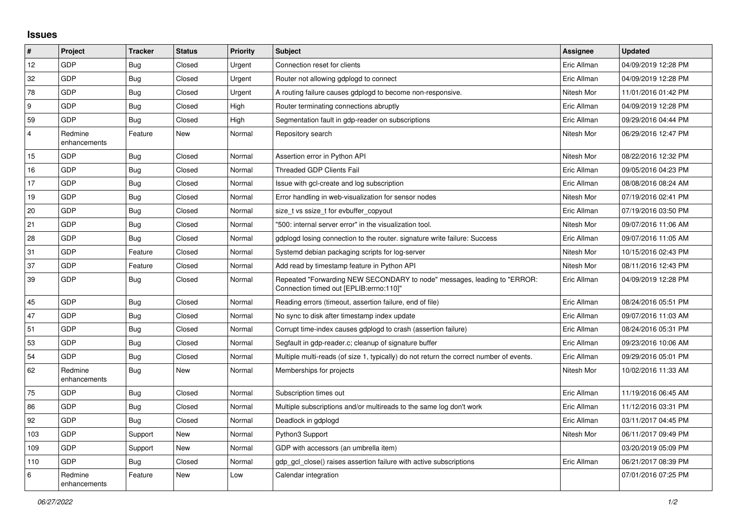## Issues

| # | Project | Tracker | Status | Priority | Subject | Assignee | Updated |
|---|---|---|---|---|---|---|---|
| 12 | GDP | Bug | Closed | Urgent | Connection reset for clients | Eric Allman | 04/09/2019 12:28 PM |
| 32 | GDP | Bug | Closed | Urgent | Router not allowing gdplogd to connect | Eric Allman | 04/09/2019 12:28 PM |
| 78 | GDP | Bug | Closed | Urgent | A routing failure causes gdplogd to become non-responsive. | Nitesh Mor | 11/01/2016 01:42 PM |
| 9 | GDP | Bug | Closed | High | Router terminating connections abruptly | Eric Allman | 04/09/2019 12:28 PM |
| 59 | GDP | Bug | Closed | High | Segmentation fault in gdp-reader on subscriptions | Eric Allman | 09/29/2016 04:44 PM |
| 4 | Redmine enhancements | Feature | New | Normal | Repository search | Nitesh Mor | 06/29/2016 12:47 PM |
| 15 | GDP | Bug | Closed | Normal | Assertion error in Python API | Nitesh Mor | 08/22/2016 12:32 PM |
| 16 | GDP | Bug | Closed | Normal | Threaded GDP Clients Fail | Eric Allman | 09/05/2016 04:23 PM |
| 17 | GDP | Bug | Closed | Normal | Issue with gcl-create and log subscription | Eric Allman | 08/08/2016 08:24 AM |
| 19 | GDP | Bug | Closed | Normal | Error handling in web-visualization for sensor nodes | Nitesh Mor | 07/19/2016 02:41 PM |
| 20 | GDP | Bug | Closed | Normal | size_t vs ssize_t for evbuffer_copyout | Eric Allman | 07/19/2016 03:50 PM |
| 21 | GDP | Bug | Closed | Normal | "500: internal server error" in the visualization tool. | Nitesh Mor | 09/07/2016 11:06 AM |
| 28 | GDP | Bug | Closed | Normal | gdplogd losing connection to the router. signature write failure: Success | Eric Allman | 09/07/2016 11:05 AM |
| 31 | GDP | Feature | Closed | Normal | Systemd debian packaging scripts for log-server | Nitesh Mor | 10/15/2016 02:43 PM |
| 37 | GDP | Feature | Closed | Normal | Add read by timestamp feature in Python API | Nitesh Mor | 08/11/2016 12:43 PM |
| 39 | GDP | Bug | Closed | Normal | Repeated "Forwarding NEW SECONDARY to node" messages, leading to "ERROR: Connection timed out [EPLIB:errno:110]" | Eric Allman | 04/09/2019 12:28 PM |
| 45 | GDP | Bug | Closed | Normal | Reading errors (timeout, assertion failure, end of file) | Eric Allman | 08/24/2016 05:51 PM |
| 47 | GDP | Bug | Closed | Normal | No sync to disk after timestamp index update | Eric Allman | 09/07/2016 11:03 AM |
| 51 | GDP | Bug | Closed | Normal | Corrupt time-index causes gdplogd to crash (assertion failure) | Eric Allman | 08/24/2016 05:31 PM |
| 53 | GDP | Bug | Closed | Normal | Segfault in gdp-reader.c; cleanup of signature buffer | Eric Allman | 09/23/2016 10:06 AM |
| 54 | GDP | Bug | Closed | Normal | Multiple multi-reads (of size 1, typically) do not return the correct number of events. | Eric Allman | 09/29/2016 05:01 PM |
| 62 | Redmine enhancements | Bug | New | Normal | Memberships for projects | Nitesh Mor | 10/02/2016 11:33 AM |
| 75 | GDP | Bug | Closed | Normal | Subscription times out | Eric Allman | 11/19/2016 06:45 AM |
| 86 | GDP | Bug | Closed | Normal | Multiple subscriptions and/or multireads to the same log don't work | Eric Allman | 11/12/2016 03:31 PM |
| 92 | GDP | Bug | Closed | Normal | Deadlock in gdplogd | Eric Allman | 03/11/2017 04:45 PM |
| 103 | GDP | Support | New | Normal | Python3 Support | Nitesh Mor | 06/11/2017 09:49 PM |
| 109 | GDP | Support | New | Normal | GDP with accessors (an umbrella item) | | 03/20/2019 05:09 PM |
| 110 | GDP | Bug | Closed | Normal | gdp_gcl_close() raises assertion failure with active subscriptions | Eric Allman | 06/21/2017 08:39 PM |
| 6 | Redmine enhancements | Feature | New | Low | Calendar integration | | 07/01/2016 07:25 PM |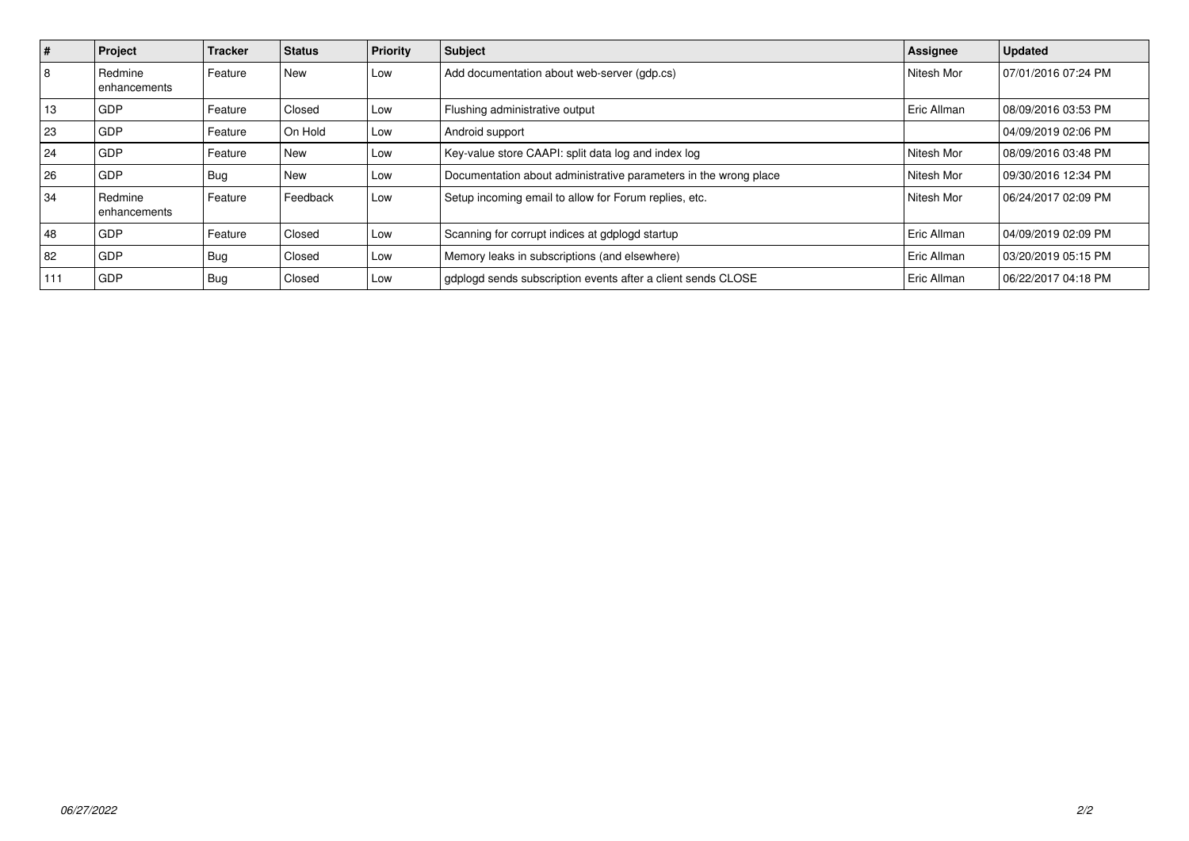| # | Project | Tracker | Status | Priority | Subject | Assignee | Updated |
|---|---|---|---|---|---|---|---|
| 8 | Redmine enhancements | Feature | New | Low | Add documentation about web-server (gdp.cs) | Nitesh Mor | 07/01/2016 07:24 PM |
| 13 | GDP | Feature | Closed | Low | Flushing administrative output | Eric Allman | 08/09/2016 03:53 PM |
| 23 | GDP | Feature | On Hold | Low | Android support | | 04/09/2019 02:06 PM |
| 24 | GDP | Feature | New | Low | Key-value store CAAPI: split data log and index log | Nitesh Mor | 08/09/2016 03:48 PM |
| 26 | GDP | Bug | New | Low | Documentation about administrative parameters in the wrong place | Nitesh Mor | 09/30/2016 12:34 PM |
| 34 | Redmine enhancements | Feature | Feedback | Low | Setup incoming email to allow for Forum replies, etc. | Nitesh Mor | 06/24/2017 02:09 PM |
| 48 | GDP | Feature | Closed | Low | Scanning for corrupt indices at gdplogd startup | Eric Allman | 04/09/2019 02:09 PM |
| 82 | GDP | Bug | Closed | Low | Memory leaks in subscriptions (and elsewhere) | Eric Allman | 03/20/2019 05:15 PM |
| 111 | GDP | Bug | Closed | Low | gdplogd sends subscription events after a client sends CLOSE | Eric Allman | 06/22/2017 04:18 PM |